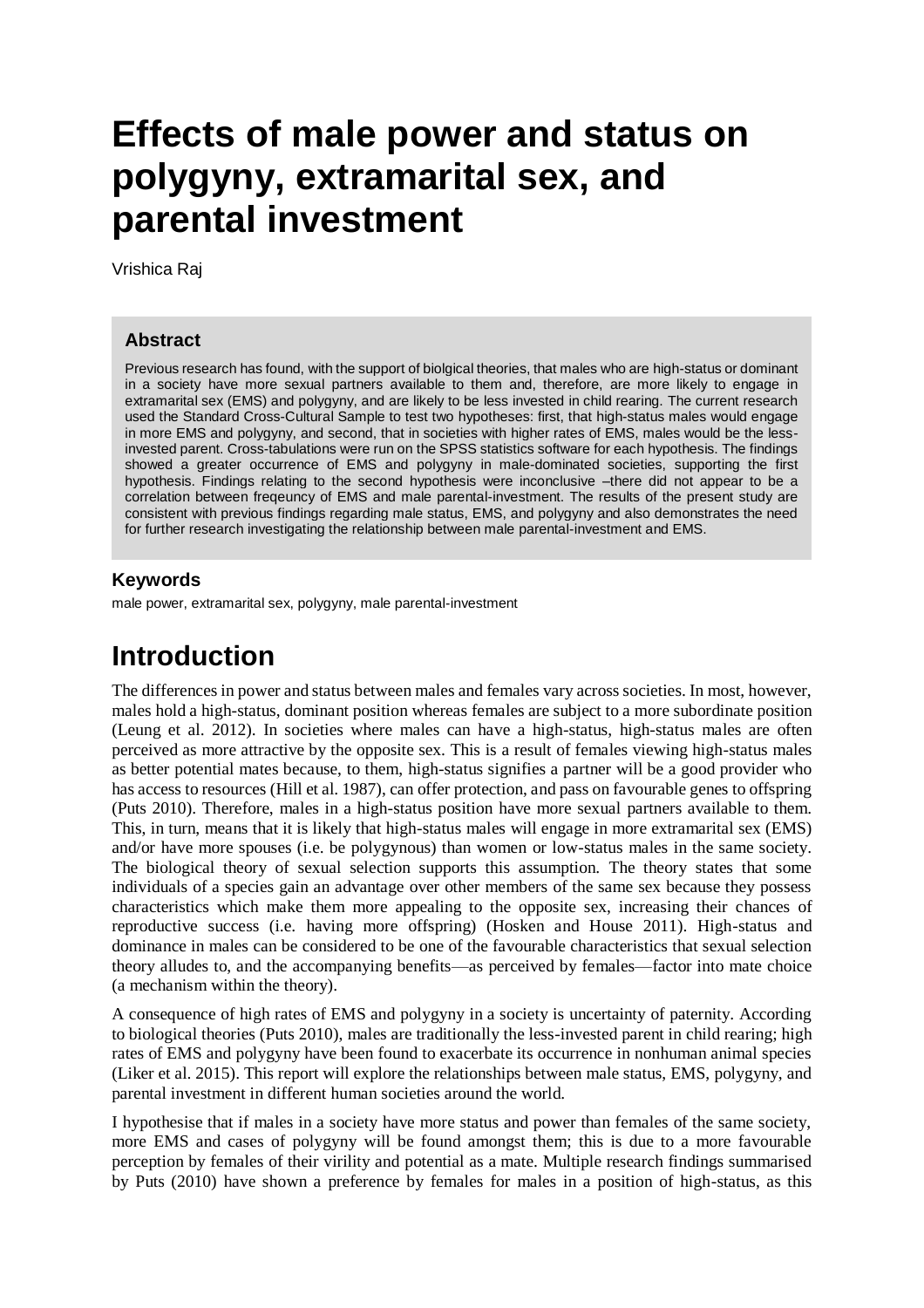# Effects of male power and status on polygyny, extramarital sex, and parental investment

Vrishica Raj

## Abstract

Previous research has found, with the support of biolgical theories, that males who are high-status or dominant in a society have more sexual partners available to them and, therefore, are more likely to engage in extramarital sex (EMS) and polygyny, and are likely to be less invested in child rearing. The current research used the Standard Cross-Cultural Sample to test two hypotheses: first, that high-status males would engage in more EMS and polygyny, and second, that in societies with higher rates of EMS, males would be the less-invested parent. Cross-tabulations were run on the SPSS statistics software for each hypothesis. The findings showed a greater occurrence of EMS and polygyny in male-dominated societies, supporting the first hypothesis. Findings relating to the second hypothesis were inconclusive –there did not appear to be a correlation between freqeuncy of EMS and male parental-investment. The results of the present study are consistent with previous findings regarding male status, EMS, and polygyny and also demonstrates the need for further research investigating the relationship between male parental-investment and EMS.

### Keywords

male power, extramarital sex, polygyny, male parental-investment

# Introduction

The differences in power and status between males and females vary across societies. In most, however, males hold a high-status, dominant position whereas females are subject to a more subordinate position (Leung et al. 2012). In societies where males can have a high-status, high-status males are often perceived as more attractive by the opposite sex. This is a result of females viewing high-status males as better potential mates because, to them, high-status signifies a partner will be a good provider who has access to resources (Hill et al. 1987), can offer protection, and pass on favourable genes to offspring (Puts 2010). Therefore, males in a high-status position have more sexual partners available to them. This, in turn, means that it is likely that high-status males will engage in more extramarital sex (EMS) and/or have more spouses (i.e. be polygynous) than women or low-status males in the same society. The biological theory of sexual selection supports this assumption. The theory states that some individuals of a species gain an advantage over other members of the same sex because they possess characteristics which make them more appealing to the opposite sex, increasing their chances of reproductive success (i.e. having more offspring) (Hosken and House 2011). High-status and dominance in males can be considered to be one of the favourable characteristics that sexual selection theory alludes to, and the accompanying benefits—as perceived by females—factor into mate choice (a mechanism within the theory).

A consequence of high rates of EMS and polygyny in a society is uncertainty of paternity. According to biological theories (Puts 2010), males are traditionally the less-invested parent in child rearing; high rates of EMS and polygyny have been found to exacerbate its occurrence in nonhuman animal species (Liker et al. 2015). This report will explore the relationships between male status, EMS, polygyny, and parental investment in different human societies around the world.

I hypothesise that if males in a society have more status and power than females of the same society, more EMS and cases of polygyny will be found amongst them; this is due to a more favourable perception by females of their virility and potential as a mate. Multiple research findings summarised by Puts (2010) have shown a preference by females for males in a position of high-status, as this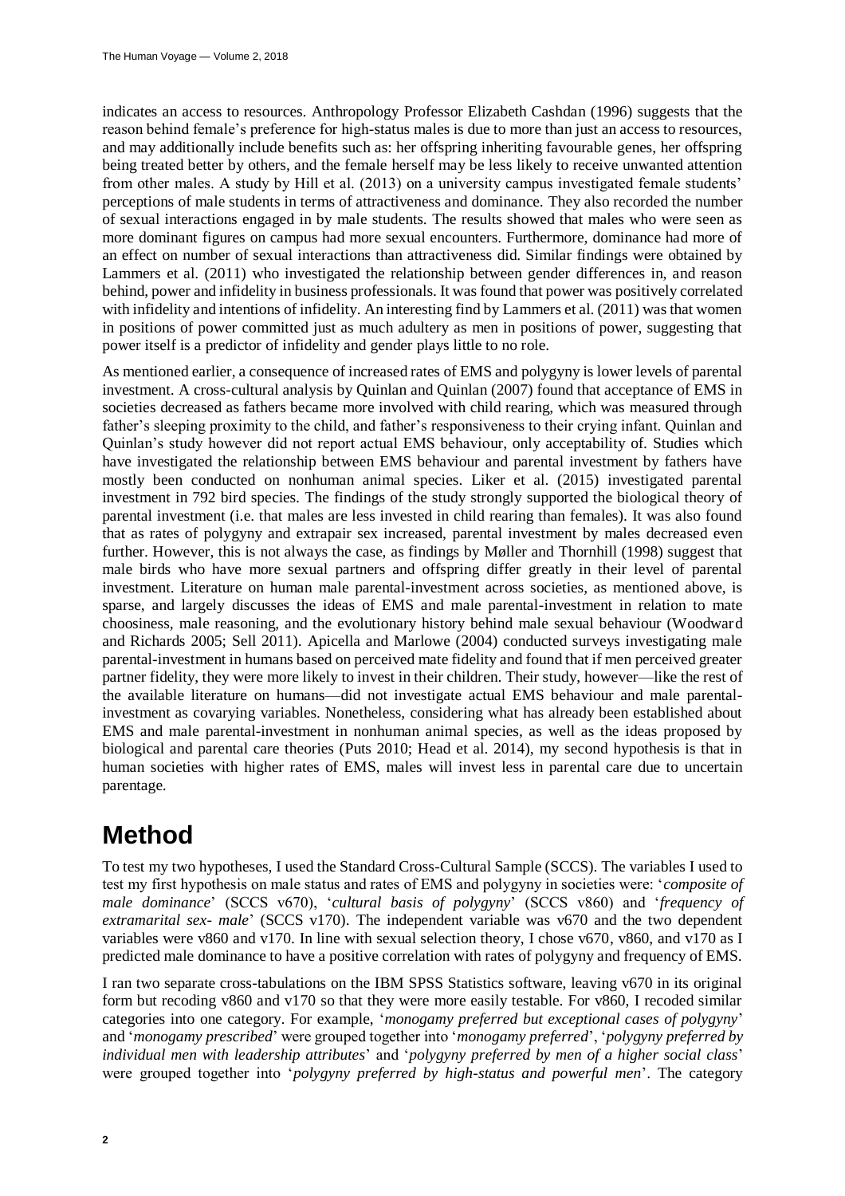indicates an access to resources. Anthropology Professor Elizabeth Cashdan (1996) suggests that the reason behind female's preference for high-status males is due to more than just an access to resources, and may additionally include benefits such as: her offspring inheriting favourable genes, her offspring being treated better by others, and the female herself may be less likely to receive unwanted attention from other males. A study by Hill et al. (2013) on a university campus investigated female students' perceptions of male students in terms of attractiveness and dominance. They also recorded the number of sexual interactions engaged in by male students. The results showed that males who were seen as more dominant figures on campus had more sexual encounters. Furthermore, dominance had more of an effect on number of sexual interactions than attractiveness did. Similar findings were obtained by Lammers et al. (2011) who investigated the relationship between gender differences in, and reason behind, power and infidelity in business professionals. It was found that power was positively correlated with infidelity and intentions of infidelity. An interesting find by Lammers et al. (2011) was that women in positions of power committed just as much adultery as men in positions of power, suggesting that power itself is a predictor of infidelity and gender plays little to no role.

As mentioned earlier, a consequence of increased rates of EMS and polygyny is lower levels of parental investment. A cross-cultural analysis by Quinlan and Quinlan (2007) found that acceptance of EMS in societies decreased as fathers became more involved with child rearing, which was measured through father's sleeping proximity to the child, and father's responsiveness to their crying infant. Quinlan and Quinlan's study however did not report actual EMS behaviour, only acceptability of. Studies which have investigated the relationship between EMS behaviour and parental investment by fathers have mostly been conducted on nonhuman animal species. Liker et al. (2015) investigated parental investment in 792 bird species. The findings of the study strongly supported the biological theory of parental investment (i.e. that males are less invested in child rearing than females). It was also found that as rates of polygyny and extrapair sex increased, parental investment by males decreased even further. However, this is not always the case, as findings by Møller and Thornhill (1998) suggest that male birds who have more sexual partners and offspring differ greatly in their level of parental investment. Literature on human male parental-investment across societies, as mentioned above, is sparse, and largely discusses the ideas of EMS and male parental-investment in relation to mate choosiness, male reasoning, and the evolutionary history behind male sexual behaviour (Woodward and Richards 2005; Sell 2011). Apicella and Marlowe (2004) conducted surveys investigating male parental-investment in humans based on perceived mate fidelity and found that if men perceived greater partner fidelity, they were more likely to invest in their children. Their study, however—like the rest of the available literature on humans—did not investigate actual EMS behaviour and male parental-investment as covarying variables. Nonetheless, considering what has already been established about EMS and male parental-investment in nonhuman animal species, as well as the ideas proposed by biological and parental care theories (Puts 2010; Head et al. 2014), my second hypothesis is that in human societies with higher rates of EMS, males will invest less in parental care due to uncertain parentage.

# Method

To test my two hypotheses, I used the Standard Cross-Cultural Sample (SCCS). The variables I used to test my first hypothesis on male status and rates of EMS and polygyny in societies were: '*composite of male dominance*' (SCCS v670), '*cultural basis of polygyny*' (SCCS v860) and '*frequency of extramarital sex- male*' (SCCS v170). The independent variable was v670 and the two dependent variables were v860 and v170. In line with sexual selection theory, I chose v670, v860, and v170 as I predicted male dominance to have a positive correlation with rates of polygyny and frequency of EMS.

I ran two separate cross-tabulations on the IBM SPSS Statistics software, leaving v670 in its original form but recoding v860 and v170 so that they were more easily testable. For v860, I recoded similar categories into one category. For example, '*monogamy preferred but exceptional cases of polygyny*' and '*monogamy prescribed*' were grouped together into '*monogamy preferred*', '*polygyny preferred by individual men with leadership attributes*' and '*polygyny preferred by men of a higher social class*' were grouped together into '*polygyny preferred by high-status and powerful men*'. The category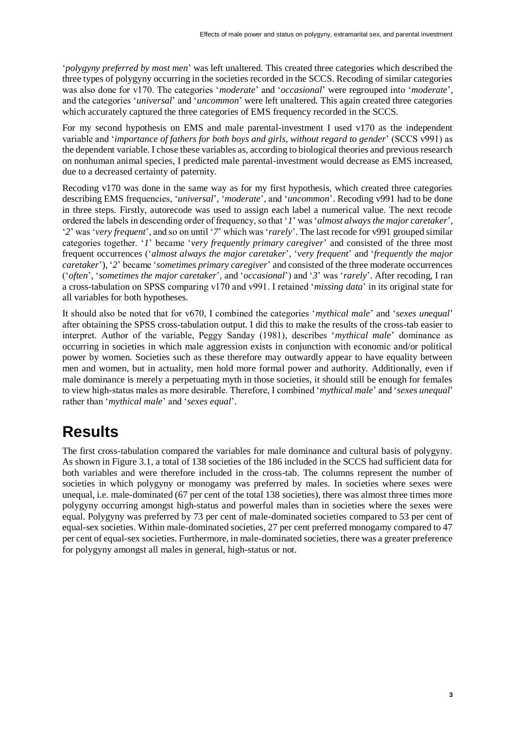'*polygyny preferred by most men*' was left unaltered. This created three categories which described the three types of polygyny occurring in the societies recorded in the SCCS. Recoding of similar categories was also done for v170. The categories '*moderate*' and '*occasional*' were regrouped into '*moderate*', and the categories '*universal*' and '*uncommon*' were left unaltered. This again created three categories which accurately captured the three categories of EMS frequency recorded in the SCCS.

For my second hypothesis on EMS and male parental-investment I used v170 as the independent variable and '*importance of fathers for both boys and girls, without regard to gender*' (SCCS v991) as the dependent variable. I chose these variables as, according to biological theories and previous research on nonhuman animal species, I predicted male parental-investment would decrease as EMS increased, due to a decreased certainty of paternity.

Recoding v170 was done in the same way as for my first hypothesis, which created three categories describing EMS frequencies, '*universal*', '*moderate*', and '*uncommon*'. Recoding v991 had to be done in three steps. Firstly, autorecode was used to assign each label a numerical value. The next recode ordered the labels in descending order of frequency, so that '*1*' was '*almost always the major caretaker*', '*2*' was '*very frequent*', and so on until '*7*' which was '*rarely*'. The last recode for v991 grouped similar categories together. '*1*' became '*very frequently primary caregiver*' and consisted of the three most frequent occurrences ('*almost always the major caretaker*', '*very frequent*' and '*frequently the major caretaker*'), '*2*' became '*sometimes primary caregiver*' and consisted of the three moderate occurrences ('*often*', '*sometimes the major caretaker*', and '*occasional*') and '*3*' was '*rarely*'. After recoding, I ran a cross-tabulation on SPSS comparing v170 and v991. I retained '*missing data*' in its original state for all variables for both hypotheses.

It should also be noted that for v670, I combined the categories '*mythical male*' and '*sexes unequal*' after obtaining the SPSS cross-tabulation output. I did this to make the results of the cross-tab easier to interpret. Author of the variable, Peggy Sanday (1981), describes '*mythical male*' dominance as occurring in societies in which male aggression exists in conjunction with economic and/or political power by women. Societies such as these therefore may outwardly appear to have equality between men and women, but in actuality, men hold more formal power and authority. Additionally, even if male dominance is merely a perpetuating myth in those societies, it should still be enough for females to view high-status males as more desirable. Therefore, I combined '*mythical male*' and '*sexes unequal*' rather than '*mythical male*' and '*sexes equal*'.

# Results

The first cross-tabulation compared the variables for male dominance and cultural basis of polygyny. As shown in Figure 3.1, a total of 138 societies of the 186 included in the SCCS had sufficient data for both variables and were therefore included in the cross-tab. The columns represent the number of societies in which polygyny or monogamy was preferred by males. In societies where sexes were unequal, i.e. male-dominated (67 per cent of the total 138 societies), there was almost three times more polygyny occurring amongst high-status and powerful males than in societies where the sexes were equal. Polygyny was preferred by 73 per cent of male-dominated societies compared to 53 per cent of equal-sex societies. Within male-dominated societies, 27 per cent preferred monogamy compared to 47 per cent of equal-sex societies. Furthermore, in male-dominated societies, there was a greater preference for polygyny amongst all males in general, high-status or not.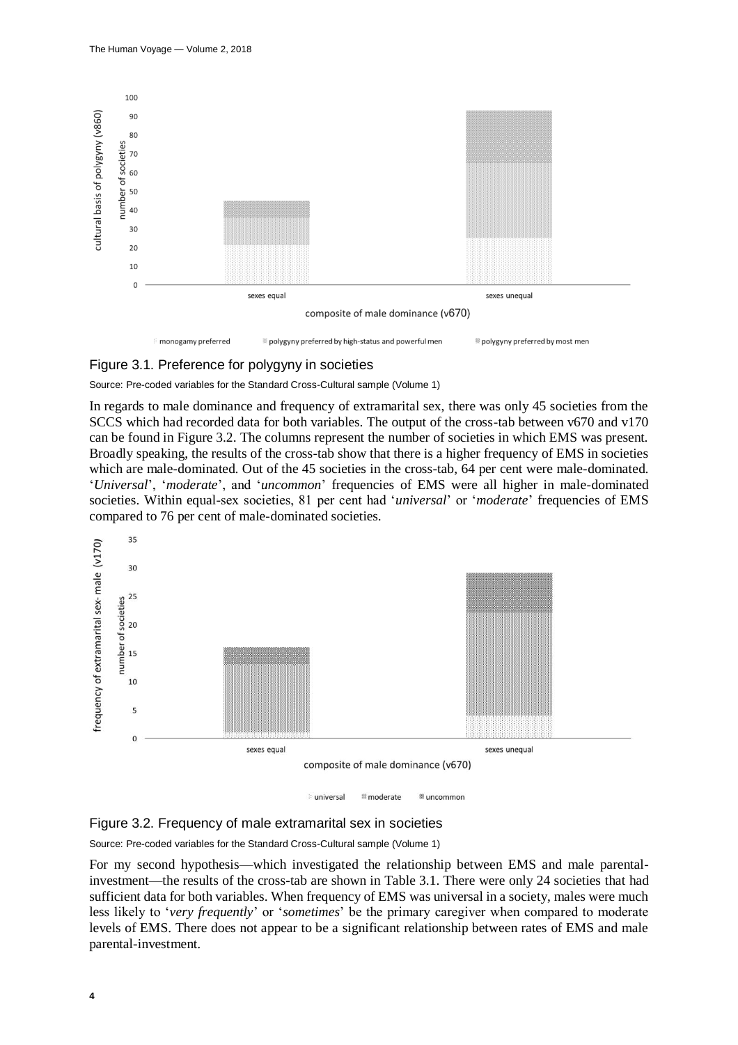Figure 3.1. Preference for polygyny in societies

Source: Pre-coded variables for the Standard Cross-Cultural sample (Volume 1)

In regards to male dominance and frequency of extramarital sex, there was only 45 societies from the SCCS which had recorded data for both variables. The output of the cross-tab between v670 and v170 can be found in Figure 3.2. The columns represent the number of societies in which EMS was present. Broadly speaking, the results of the cross-tab show that there is a higher frequency of EMS in societies which are male-dominated. Out of the 45 societies in the cross-tab, 64 per cent were male-dominated. '*Universal*', '*moderate*', and '*uncommon*' frequencies of EMS were all higher in male-dominated societies. Within equal-sex societies, 81 per cent had '*universal*' or '*moderate*' frequencies of EMS compared to 76 per cent of male-dominated societies.

Figure 3.2. Frequency of male extramarital sex in societies

Source: Pre-coded variables for the Standard Cross-Cultural sample (Volume 1)

For my second hypothesis—which investigated the relationship between EMS and male parental-investment—the results of the cross-tab are shown in Table 3.1. There were only 24 societies that had sufficient data for both variables. When frequency of EMS was universal in a society, males were much less likely to '*very frequently*' or '*sometimes*' be the primary caregiver when compared to moderate levels of EMS. There does not appear to be a significant relationship between rates of EMS and male parental-investment.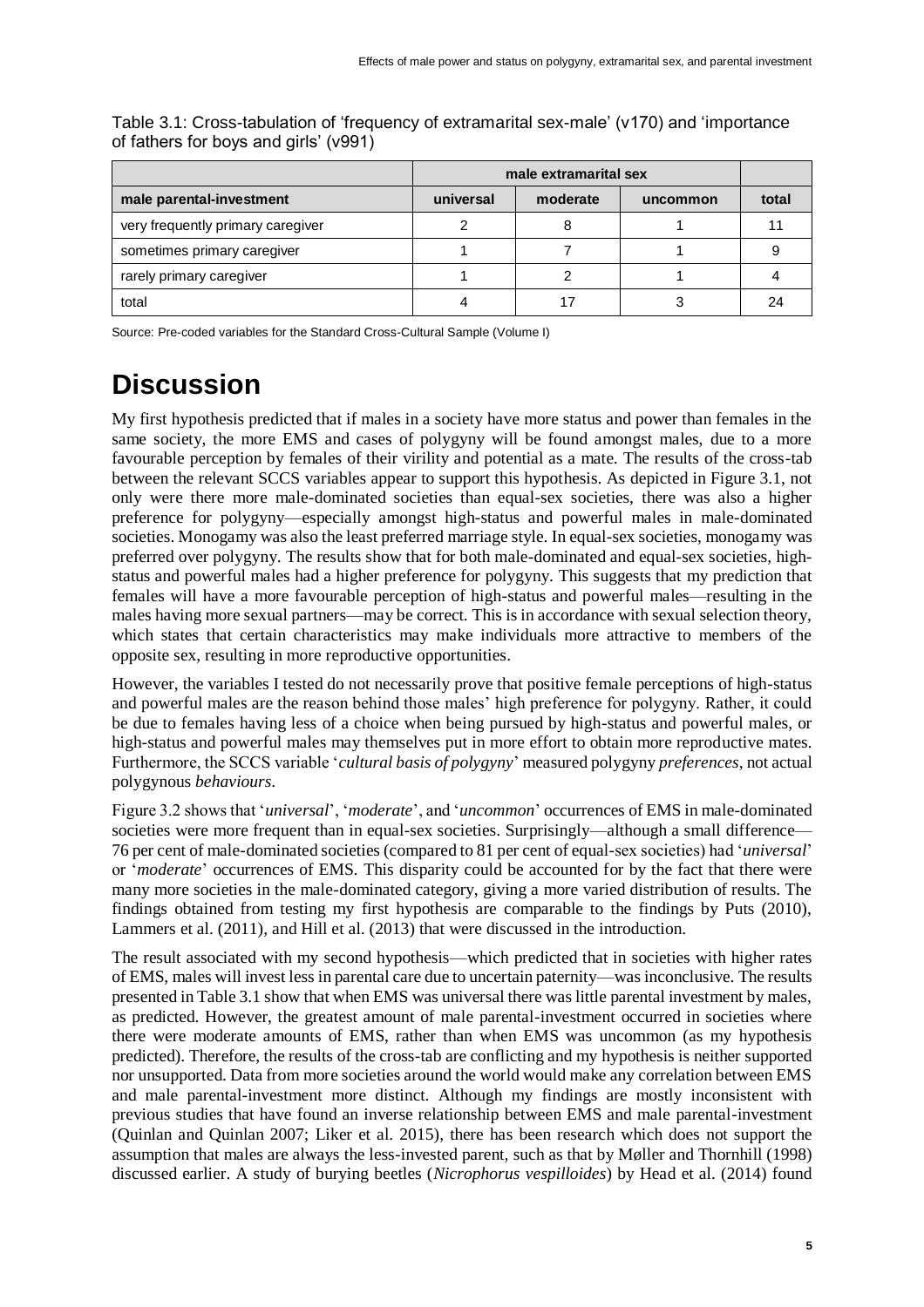Table 3.1: Cross-tabulation of 'frequency of extramarital sex-male' (v170) and 'importance of fathers for boys and girls' (v991)

| | male extramarital sex | | | |
|---|---|---|---|---|
| **male parental-investment** | **universal** | **moderate** | **uncommon** | **total** |
| very frequently primary caregiver | 2 | 8 | 1 | 11 |
| sometimes primary caregiver | 1 | 7 | 1 | 9 |
| rarely primary caregiver | 1 | 2 | 1 | 4 |
| total | 4 | 17 | 3 | 24 |

Source: Pre-coded variables for the Standard Cross-Cultural Sample (Volume I)

# Discussion

My first hypothesis predicted that if males in a society have more status and power than females in the same society, the more EMS and cases of polygyny will be found amongst males, due to a more favourable perception by females of their virility and potential as a mate. The results of the cross-tab between the relevant SCCS variables appear to support this hypothesis. As depicted in Figure 3.1, not only were there more male-dominated societies than equal-sex societies, there was also a higher preference for polygyny—especially amongst high-status and powerful males in male-dominated societies. Monogamy was also the least preferred marriage style. In equal-sex societies, monogamy was preferred over polygyny. The results show that for both male-dominated and equal-sex societies, high-status and powerful males had a higher preference for polygyny. This suggests that my prediction that females will have a more favourable perception of high-status and powerful males—resulting in the males having more sexual partners—may be correct. This is in accordance with sexual selection theory, which states that certain characteristics may make individuals more attractive to members of the opposite sex, resulting in more reproductive opportunities.

However, the variables I tested do not necessarily prove that positive female perceptions of high-status and powerful males are the reason behind those males' high preference for polygyny. Rather, it could be due to females having less of a choice when being pursued by high-status and powerful males, or high-status and powerful males may themselves put in more effort to obtain more reproductive mates. Furthermore, the SCCS variable '*cultural basis of polygyny*' measured polygyny *preferences*, not actual polygynous *behaviours*.

Figure 3.2 shows that '*universal*', '*moderate*', and '*uncommon*' occurrences of EMS in male-dominated societies were more frequent than in equal-sex societies. Surprisingly—although a small difference—76 per cent of male-dominated societies (compared to 81 per cent of equal-sex societies) had '*universal*' or '*moderate*' occurrences of EMS. This disparity could be accounted for by the fact that there were many more societies in the male-dominated category, giving a more varied distribution of results. The findings obtained from testing my first hypothesis are comparable to the findings by Puts (2010), Lammers et al. (2011), and Hill et al. (2013) that were discussed in the introduction.

The result associated with my second hypothesis—which predicted that in societies with higher rates of EMS, males will invest less in parental care due to uncertain paternity—was inconclusive. The results presented in Table 3.1 show that when EMS was universal there was little parental investment by males, as predicted. However, the greatest amount of male parental-investment occurred in societies where there were moderate amounts of EMS, rather than when EMS was uncommon (as my hypothesis predicted). Therefore, the results of the cross-tab are conflicting and my hypothesis is neither supported nor unsupported. Data from more societies around the world would make any correlation between EMS and male parental-investment more distinct. Although my findings are mostly inconsistent with previous studies that have found an inverse relationship between EMS and male parental-investment (Quinlan and Quinlan 2007; Liker et al. 2015), there has been research which does not support the assumption that males are always the less-invested parent, such as that by Møller and Thornhill (1998) discussed earlier. A study of burying beetles (*Nicrophorus vespilloides*) by Head et al. (2014) found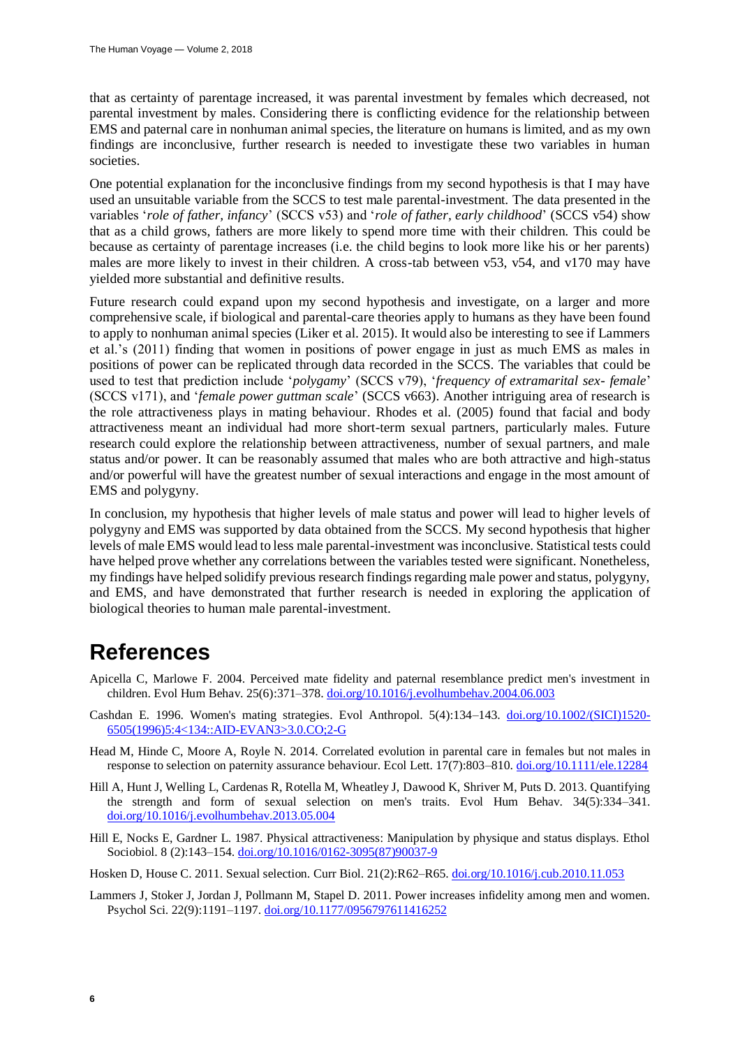that as certainty of parentage increased, it was parental investment by females which decreased, not parental investment by males. Considering there is conflicting evidence for the relationship between EMS and paternal care in nonhuman animal species, the literature on humans is limited, and as my own findings are inconclusive, further research is needed to investigate these two variables in human societies.

One potential explanation for the inconclusive findings from my second hypothesis is that I may have used an unsuitable variable from the SCCS to test male parental-investment. The data presented in the variables '*role of father, infancy*' (SCCS v53) and '*role of father, early childhood*' (SCCS v54) show that as a child grows, fathers are more likely to spend more time with their children. This could be because as certainty of parentage increases (i.e. the child begins to look more like his or her parents) males are more likely to invest in their children. A cross-tab between v53, v54, and v170 may have yielded more substantial and definitive results.

Future research could expand upon my second hypothesis and investigate, on a larger and more comprehensive scale, if biological and parental-care theories apply to humans as they have been found to apply to nonhuman animal species (Liker et al. 2015). It would also be interesting to see if Lammers et al.'s (2011) finding that women in positions of power engage in just as much EMS as males in positions of power can be replicated through data recorded in the SCCS. The variables that could be used to test that prediction include '*polygamy*' (SCCS v79), '*frequency of extramarital sex- female*' (SCCS v171), and '*female power guttman scale*' (SCCS v663). Another intriguing area of research is the role attractiveness plays in mating behaviour. Rhodes et al. (2005) found that facial and body attractiveness meant an individual had more short-term sexual partners, particularly males. Future research could explore the relationship between attractiveness, number of sexual partners, and male status and/or power. It can be reasonably assumed that males who are both attractive and high-status and/or powerful will have the greatest number of sexual interactions and engage in the most amount of EMS and polygyny.

In conclusion, my hypothesis that higher levels of male status and power will lead to higher levels of polygyny and EMS was supported by data obtained from the SCCS. My second hypothesis that higher levels of male EMS would lead to less male parental-investment was inconclusive. Statistical tests could have helped prove whether any correlations between the variables tested were significant. Nonetheless, my findings have helped solidify previous research findings regarding male power and status, polygyny, and EMS, and have demonstrated that further research is needed in exploring the application of biological theories to human male parental-investment.

# References

Apicella C, Marlowe F. 2004. Perceived mate fidelity and paternal resemblance predict men's investment in children. Evol Hum Behav. 25(6):371–378. doi.org/10.1016/j.evolhumbehav.2004.06.003

Cashdan E. 1996. Women's mating strategies. Evol Anthropol. 5(4):134–143. doi.org/10.1002/(SICI)1520-6505(1996)5:4<134::AID-EVAN3>3.0.CO;2-G

Head M, Hinde C, Moore A, Royle N. 2014. Correlated evolution in parental care in females but not males in response to selection on paternity assurance behaviour. Ecol Lett. 17(7):803–810. doi.org/10.1111/ele.12284

Hill A, Hunt J, Welling L, Cardenas R, Rotella M, Wheatley J, Dawood K, Shriver M, Puts D. 2013. Quantifying the strength and form of sexual selection on men's traits. Evol Hum Behav. 34(5):334–341. doi.org/10.1016/j.evolhumbehav.2013.05.004

Hill E, Nocks E, Gardner L. 1987. Physical attractiveness: Manipulation by physique and status displays. Ethol Sociobiol. 8 (2):143–154. doi.org/10.1016/0162-3095(87)90037-9

Hosken D, House C. 2011. Sexual selection. Curr Biol. 21(2):R62–R65. doi.org/10.1016/j.cub.2010.11.053

Lammers J, Stoker J, Jordan J, Pollmann M, Stapel D. 2011. Power increases infidelity among men and women. Psychol Sci. 22(9):1191–1197. doi.org/10.1177/0956797611416252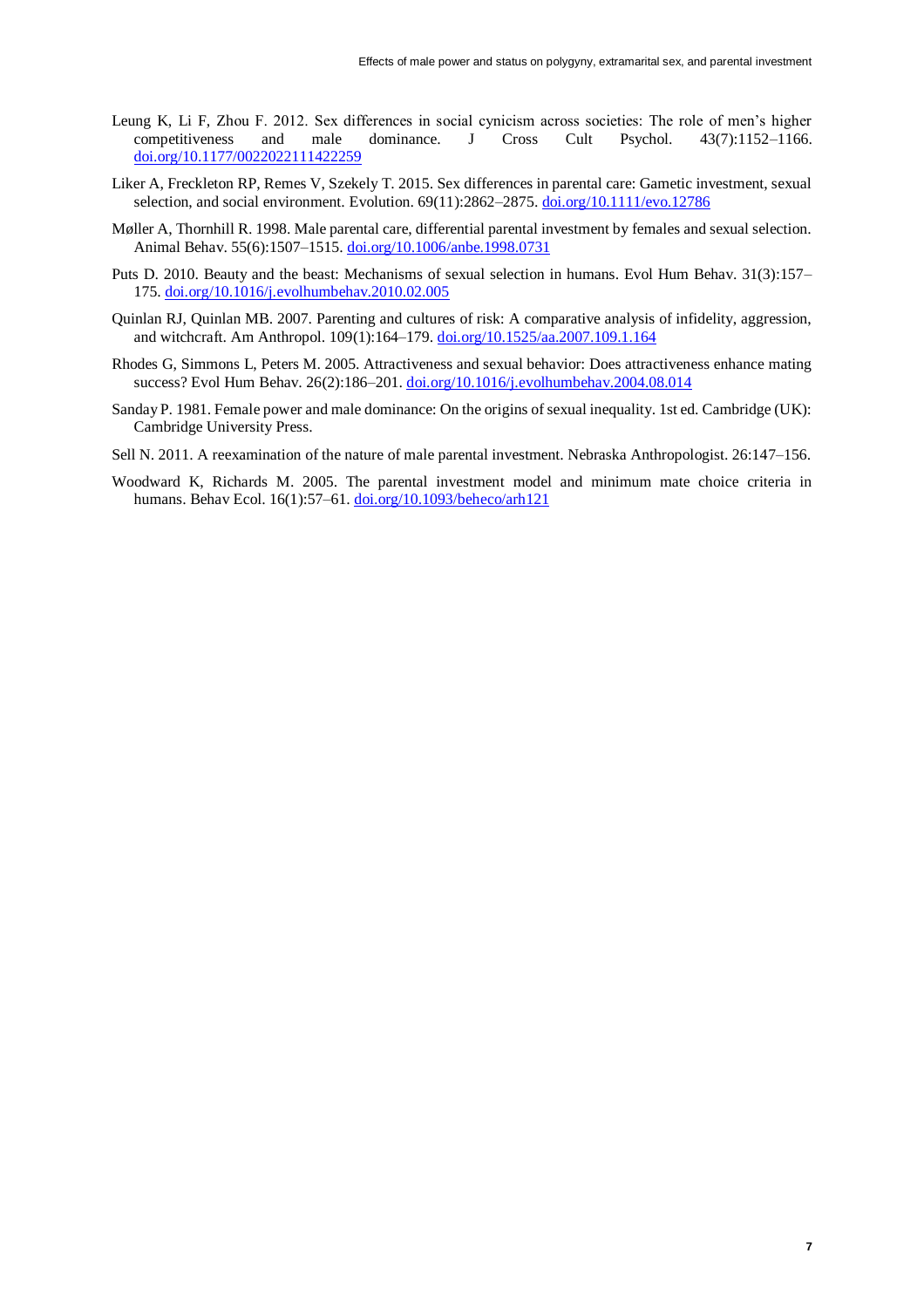Leung K, Li F, Zhou F. 2012. Sex differences in social cynicism across societies: The role of men's higher competitiveness and male dominance. J Cross Cult Psychol. 43(7):1152–1166. doi.org/10.1177/0022022111422259

Liker A, Freckleton RP, Remes V, Szekely T. 2015. Sex differences in parental care: Gametic investment, sexual selection, and social environment. Evolution. 69(11):2862–2875. doi.org/10.1111/evo.12786

Møller A, Thornhill R. 1998. Male parental care, differential parental investment by females and sexual selection. Animal Behav. 55(6):1507–1515. doi.org/10.1006/anbe.1998.0731

Puts D. 2010. Beauty and the beast: Mechanisms of sexual selection in humans. Evol Hum Behav. 31(3):157–175. doi.org/10.1016/j.evolhumbehav.2010.02.005

Quinlan RJ, Quinlan MB. 2007. Parenting and cultures of risk: A comparative analysis of infidelity, aggression, and witchcraft. Am Anthropol. 109(1):164–179. doi.org/10.1525/aa.2007.109.1.164

Rhodes G, Simmons L, Peters M. 2005. Attractiveness and sexual behavior: Does attractiveness enhance mating success? Evol Hum Behav. 26(2):186–201. doi.org/10.1016/j.evolhumbehav.2004.08.014

Sanday P. 1981. Female power and male dominance: On the origins of sexual inequality. 1st ed. Cambridge (UK): Cambridge University Press.

Sell N. 2011. A reexamination of the nature of male parental investment. Nebraska Anthropologist. 26:147–156.

Woodward K, Richards M. 2005. The parental investment model and minimum mate choice criteria in humans. Behav Ecol. 16(1):57–61. doi.org/10.1093/beheco/arh121